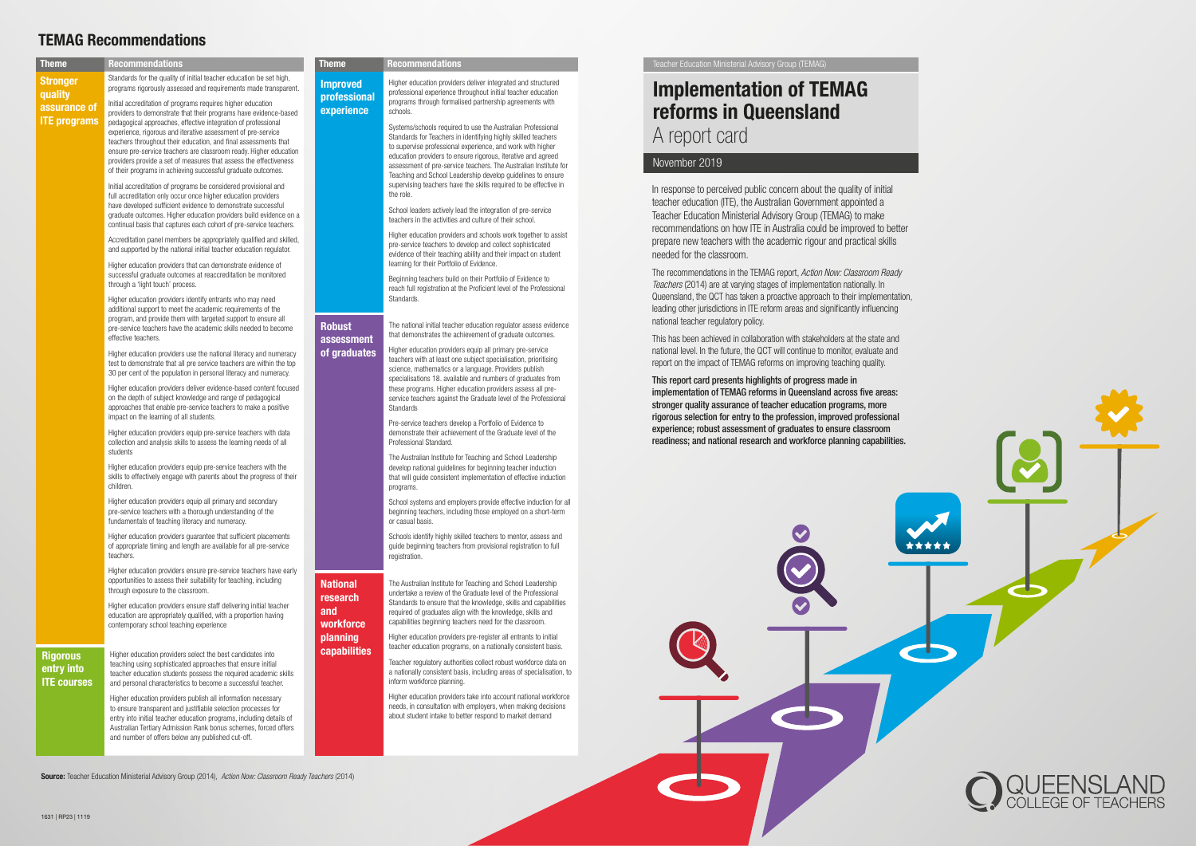# TEMAG Recommendations

| Theme | Recommendations |
|---|---|
| **Stronger quality assurance of ITE programs** | Standards for the quality of initial teacher education be set high, programs rigorously assessed and requirements made transparent.<br><br>Initial accreditation of programs requires higher education providers to demonstrate that their programs have evidence-based pedagogical approaches, effective integration of professional experience, rigorous and iterative assessment of pre-service teachers throughout their education, and final assessments that ensure pre-service teachers are classroom ready. Higher education providers provide a set of measures that assess the effectiveness of their programs in achieving successful graduate outcomes.<br><br>Initial accreditation of programs be considered provisional and full accreditation only occur once higher education providers have developed sufficient evidence to demonstrate successful graduate outcomes. Higher education providers build evidence on a continual basis that captures each cohort of pre-service teachers.<br><br>Accreditation panel members be appropriately qualified and skilled, and supported by the national initial teacher education regulator.<br><br>Higher education providers that can demonstrate evidence of successful graduate outcomes at reaccreditation be monitored through a 'light touch' process.<br><br>Higher education providers identify entrants who may need additional support to meet the academic requirements of the program, and provide them with targeted support to ensure all pre-service teachers have the academic skills needed to become effective teachers.<br><br>Higher education providers use the national literacy and numeracy test to demonstrate that all pre service teachers are within the top 30 per cent of the population in personal literacy and numeracy.<br><br>Higher education providers deliver evidence-based content focused on the depth of subject knowledge and range of pedagogical approaches that enable pre-service teachers to make a positive impact on the learning of all students.<br><br>Higher education providers equip pre-service teachers with data collection and analysis skills to assess the learning needs of all students<br><br>Higher education providers equip pre-service teachers with the skills to effectively engage with parents about the progress of their children.<br><br>Higher education providers equip all primary and secondary pre-service teachers with a thorough understanding of the fundamentals of teaching literacy and numeracy.<br><br>Higher education providers guarantee that sufficient placements of appropriate timing and length are available for all pre-service teachers.<br><br>Higher education providers ensure pre-service teachers have early opportunities to assess their suitability for teaching, including through exposure to the classroom.<br><br>Higher education providers ensure staff delivering initial teacher education are appropriately qualified, with a proportion having contemporary school teaching experience |
| **Rigorous entry into ITE courses** | Higher education providers select the best candidates into teaching using sophisticated approaches that ensure initial teacher education students possess the required academic skills and personal characteristics to become a successful teacher.<br><br>Higher education providers publish all information necessary to ensure transparent and justifiable selection processes for entry into initial teacher education programs, including details of Australian Tertiary Admission Rank bonus schemes, forced offers and number of offers below any published cut-off. |
| **Improved professional experience** | Higher education providers deliver integrated and structured professional experience throughout initial teacher education programs through formalised partnership agreements with schools.<br><br>Systems/schools required to use the Australian Professional Standards for Teachers in identifying highly skilled teachers to supervise professional experience, and work with higher education providers to ensure rigorous, iterative and agreed assessment of pre-service teachers. The Australian Institute for Teaching and School Leadership develop guidelines to ensure supervising teachers have the skills required to be effective in the role.<br><br>School leaders actively lead the integration of pre-service teachers in the activities and culture of their school.<br><br>Higher education providers and schools work together to assist pre-service teachers to develop and collect sophisticated evidence of their teaching ability and their impact on student learning for their Portfolio of Evidence.<br><br>Beginning teachers build on their Portfolio of Evidence to reach full registration at the Proficient level of the Professional Standards. |
| **Robust assessment of graduates** | The national initial teacher education regulator assess evidence that demonstrates the achievement of graduate outcomes.<br><br>Higher education providers equip all primary pre-service teachers with at least one subject specialisation, prioritising science, mathematics or a language. Providers publish specialisations 18. available and numbers of graduates from these programs. Higher education providers assess all pre-service teachers against the Graduate level of the Professional Standards<br><br>Pre-service teachers develop a Portfolio of Evidence to demonstrate their achievement of the Graduate level of the Professional Standard.<br><br>The Australian Institute for Teaching and School Leadership develop national guidelines for beginning teacher induction that will guide consistent implementation of effective induction programs.<br><br>School systems and employers provide effective induction for all beginning teachers, including those employed on a short-term or casual basis.<br><br>Schools identify highly skilled teachers to mentor, assess and guide beginning teachers from provisional registration to full registration. |
| **National research and workforce planning capabilities** | The Australian Institute for Teaching and School Leadership undertake a review of the Graduate level of the Professional Standards to ensure that the knowledge, skills and capabilities required of graduates align with the knowledge, skills and capabilities beginning teachers need for the classroom.<br><br>Higher education providers pre-register all entrants to initial teacher education programs, on a nationally consistent basis.<br><br>Teacher regulatory authorities collect robust workforce data on a nationally consistent basis, including areas of specialisation, to inform workforce planning.<br><br>Higher education providers take into account national workforce needs, in consultation with employers, when making decisions about student intake to better respond to market demand |

**Source:** Teacher Education Ministerial Advisory Group (2014), *Action Now: Classroom Ready Teachers* (2014)

1631 | RP23 | 1119

Teacher Education Ministerial Advisory Group (TEMAG)

# Implementation of TEMAG reforms in Queensland

## A report card

November 2019

In response to perceived public concern about the quality of initial teacher education (ITE), the Australian Government appointed a Teacher Education Ministerial Advisory Group (TEMAG) to make recommendations on how ITE in Australia could be improved to better prepare new teachers with the academic rigour and practical skills needed for the classroom.

The recommendations in the TEMAG report, *Action Now: Classroom Ready Teachers* (2014) are at varying stages of implementation nationally. In Queensland, the QCT has taken a proactive approach to their implementation, leading other jurisdictions in ITE reform areas and significantly influencing national teacher regulatory policy.

This has been achieved in collaboration with stakeholders at the state and national level. In the future, the QCT will continue to monitor, evaluate and report on the impact of TEMAG reforms on improving teaching quality.

**This report card presents highlights of progress made in implementation of TEMAG reforms in Queensland across five areas: stronger quality assurance of teacher education programs, more rigorous selection for entry to the profession, improved professional experience; robust assessment of graduates to ensure classroom readiness; and national research and workforce planning capabilities.**

QUEENSLAND COLLEGE OF TEACHERS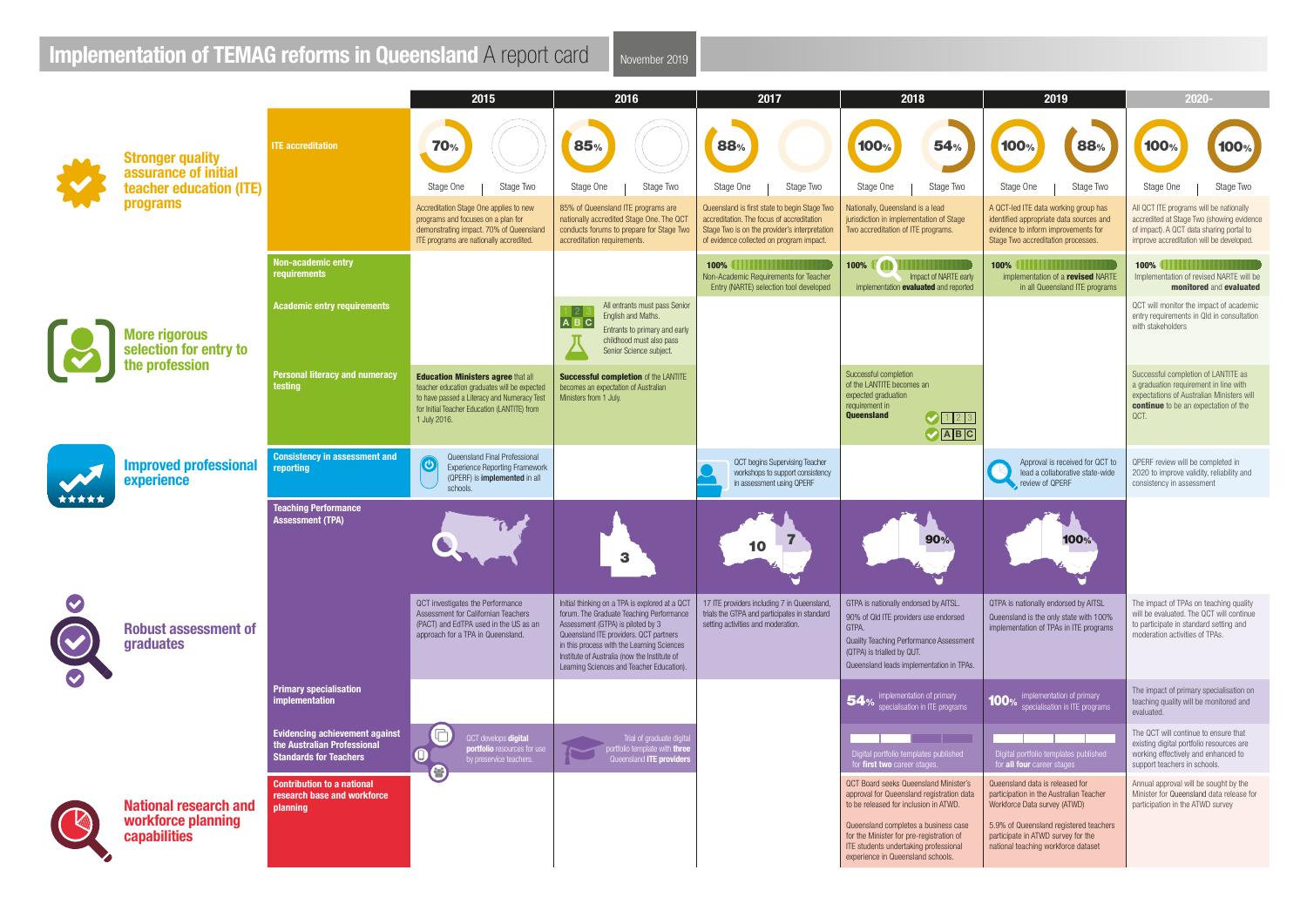# Implementation of TEMAG reforms in Queensland A report card

November 2019

## Stronger quality assurance of initial teacher education (ITE) programs

**ITE accreditation**

| | 2015 | 2016 | 2017 | 2018 | 2019 | 2020- |
|---|---|---|---|---|---|---|
| Stage One | 70% | 85% | 88% | 100% | 100% | 100% |
| Stage Two | | | | 54% | 88% | 100% |
| | Accreditation Stage One applies to new programs and focuses on a plan for demonstrating impact. 70% of Queensland ITE programs are nationally accredited. | 85% of Queensland ITE programs are nationally accredited Stage One. The QCT conducts forums to prepare for Stage Two accreditation requirements. | Queensland is first state to begin Stage Two accreditation. The focus of accreditation Stage Two is on the provider's interpretation of evidence collected on program impact. | Nationally, Queensland is a lead jurisdiction in implementation of Stage Two accreditation of ITE programs. | A QCT-led ITE data working group has identified appropriate data sources and evidence to inform improvements for Stage Two accreditation processes. | All QCT ITE programs will be nationally accredited at Stage Two (showing evidence of impact). A QCT data sharing portal to improve accreditation will be developed. |

## More rigorous selection for entry to the profession

| | 2015 | 2016 | 2017 | 2018 | 2019 | 2020- |
|---|---|---|---|---|---|---|
| **Non-academic entry requirements** | | | 100% Non-Academic Requirements for Teacher Entry (NARTE) selection tool developed | 100% Impact of NARTE early implementation **evaluated** and reported | 100% implementation of a **revised** NARTE in all Queensland ITE programs | 100% Implementation of revised NARTE will be **monitored** and **evaluated** |
| **Academic entry requirements** | | All entrants must pass Senior English and Maths. Entrants to primary and early childhood must also pass Senior Science subject. | | | | QCT will monitor the impact of academic entry requirements in Qld in consultation with stakeholders |
| **Personal literacy and numeracy testing** | **Education Ministers agree** that all teacher education graduates will be expected to have passed a Literacy and Numeracy Test for Initial Teacher Education (LANTITE) from 1 July 2016. | **Successful completion** of the LANTITE becomes an expectation of Australian Ministers from 1 July. | | Successful completion of the LANTITE becomes an expected graduation requirement in **Queensland** | | Successful completion of LANTITE as a graduation requirement in line with expectations of Australian Ministers will **continue** to be an expectation of the QCT. |

## Improved professional experience

| | 2015 | 2016 | 2017 | 2018 | 2019 | 2020- |
|---|---|---|---|---|---|---|
| **Consistency in assessment and reporting** | Queensland Final Professional Experience Reporting Framework (QPERF) is **implemented** in all schools. | | QCT begins Supervising Teacher workshops to support consistency in assessment using QPERF | | Approval is received for QCT to lead a collaborative state-wide review of QPERF | QPERF review will be completed in 2020 to improve validity, reliability and consistency in assessment |

## Robust assessment of graduates

| | 2015 | 2016 | 2017 | 2018 | 2019 | 2020- |
|---|---|---|---|---|---|---|
| **Teaching Performance Assessment (TPA)** | | 3 | 10 / 7 | 90% | 100% | |
| | QCT investigates the Performance Assessment for Californian Teachers (PACT) and EdTPA used in the US as an approach for a TPA in Queensland. | Initial thinking on a TPA is explored at a QCT forum. The Graduate Teaching Performance Assessment (GTPA) is piloted by 3 Queensland ITE providers. QCT partners in this process with the Learning Sciences Institute of Australia (now the Institute of Learning Sciences and Teacher Education). | 17 ITE providers including 7 in Queensland, trials the GTPA and participates in standard setting activities and moderation. | GTPA is nationally endorsed by AITSL. 90% of Qld ITE providers use endorsed GTPA. Quality Teaching Performance Assessment (QTPA) is trialled by QUT. Queensland leads implementation in TPAs. | QTPA is nationally endorsed by AITSL. Queensland is the only state with 100% implementation of TPAs in ITE programs | The impact of TPAs on teaching quality will be evaluated. The QCT will continue to participate in standard setting and moderation activities of TPAs. |
| **Primary specialisation implementation** | | | | 54% implementation of primary specialisation in ITE programs | 100% implementation of primary specialisation in ITE programs | The impact of primary specialisation on teaching quality will be monitored and evaluated. |
| **Evidencing achievement against the Australian Professional Standards for Teachers** | QCT develops **digital portfolio** resources for use by preservice teachers. | Trial of graduate digital portfolio template with **three** Queensland **ITE providers** | | Digital portfolio templates published for **first two** career stages. | Digital portfolio templates published for **all four** career stages | The QCT will continue to ensure that existing digital portfolio resources are working effectively and enhanced to support teachers in schools. |

## National research and workforce planning capabilities

| | 2015 | 2016 | 2017 | 2018 | 2019 | 2020- |
|---|---|---|---|---|---|---|
| **Contribution to a national research base and workforce planning** | | | | QCT Board seeks Queensland Minister's approval for Queensland registration data to be released for inclusion in ATWD. Queensland completes a business case for the Minister for pre-registration of ITE students undertaking professional experience in Queensland schools. | Queensland data is released for participation in the Australian Teacher Workforce Data survey (ATWD). 5.9% of Queensland registered teachers participate in ATWD survey for the national teaching workforce dataset | Annual approval will be sought by the Minister for Queensland data release for participation in the ATWD survey |